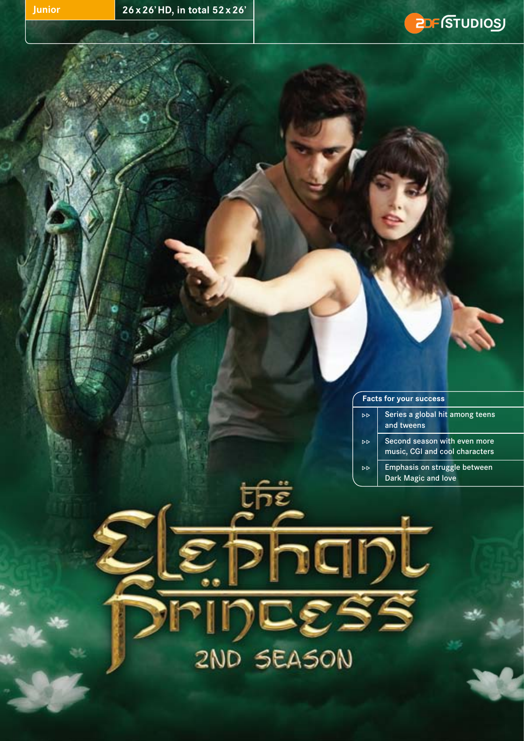Junior | 26 x 26' HD, in total 52 x 26'

ZDF STUDIOS

## Facts for your success

- Series a global hit among teens and tweens
- Second season with even more music, CGI and cool characters
- Emphasis on struggle between Dark Magic and love

# the Elephant Princess

## 2ND SEASON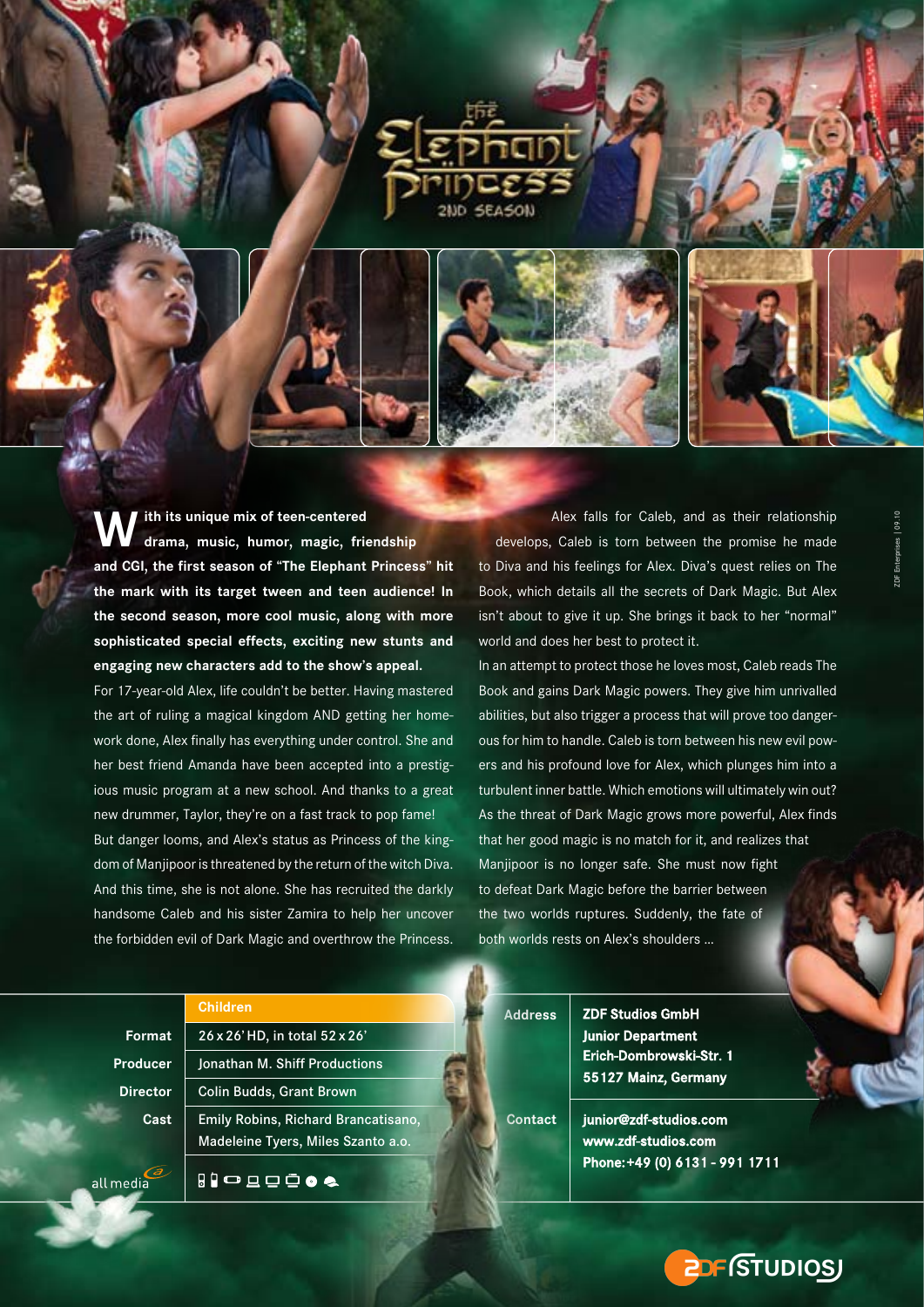# The Elephant Princess

2ND SEASON

**With its unique mix of teen-centered drama, music, humor, magic, friendship and CGI, the first season of "The Elephant Princess" hit the mark with its target tween and teen audience! In the second season, more cool music, along with more sophisticated special effects, exciting new stunts and engaging new characters add to the show's appeal.**

For 17-year-old Alex, life couldn't be better. Having mastered the art of ruling a magical kingdom AND getting her homework done, Alex finally has everything under control. She and her best friend Amanda have been accepted into a prestigious music program at a new school. And thanks to a great new drummer, Taylor, they're on a fast track to pop fame!

But danger looms, and Alex's status as Princess of the kingdom of Manjipoor is threatened by the return of the witch Diva. And this time, she is not alone. She has recruited the darkly handsome Caleb and his sister Zamira to help her uncover the forbidden evil of Dark Magic and overthrow the Princess.

Alex falls for Caleb, and as their relationship develops, Caleb is torn between the promise he made to Diva and his feelings for Alex. Diva's quest relies on The Book, which details all the secrets of Dark Magic. But Alex isn't about to give it up. She brings it back to her "normal" world and does her best to protect it.

In an attempt to protect those he loves most, Caleb reads The Book and gains Dark Magic powers. They give him unrivalled abilities, but also trigger a process that will prove too dangerous for him to handle. Caleb is torn between his new evil powers and his profound love for Alex, which plunges him into a turbulent inner battle. Which emotions will ultimately win out?

As the threat of Dark Magic grows more powerful, Alex finds that her good magic is no match for it, and realizes that Manjipoor is no longer safe. She must now fight to defeat Dark Magic before the barrier between the two worlds ruptures. Suddenly, the fate of both worlds rests on Alex's shoulders ...

| | Children |
|---|---|
| Format | 26 x 26' HD, in total 52 x 26' |
| Producer | Jonathan M. Shiff Productions |
| Director | Colin Budds, Grant Brown |
| Cast | Emily Robins, Richard Brancatisano, Madeleine Tyers, Miles Szanto a.o. |
| all media | |

| | |
|---|---|
| Address | **ZDF Studios GmbH**<br>**Junior Department**<br>**Erich-Dombrowski-Str. 1**<br>**55127 Mainz, Germany** |
| Contact | **junior@zdf-studios.com**<br>**www.zdf-studios.com**<br>**Phone: +49 (0) 6131 - 991 1711** |

ZDF Enterprises | 09.10

ZDF STUDIOS